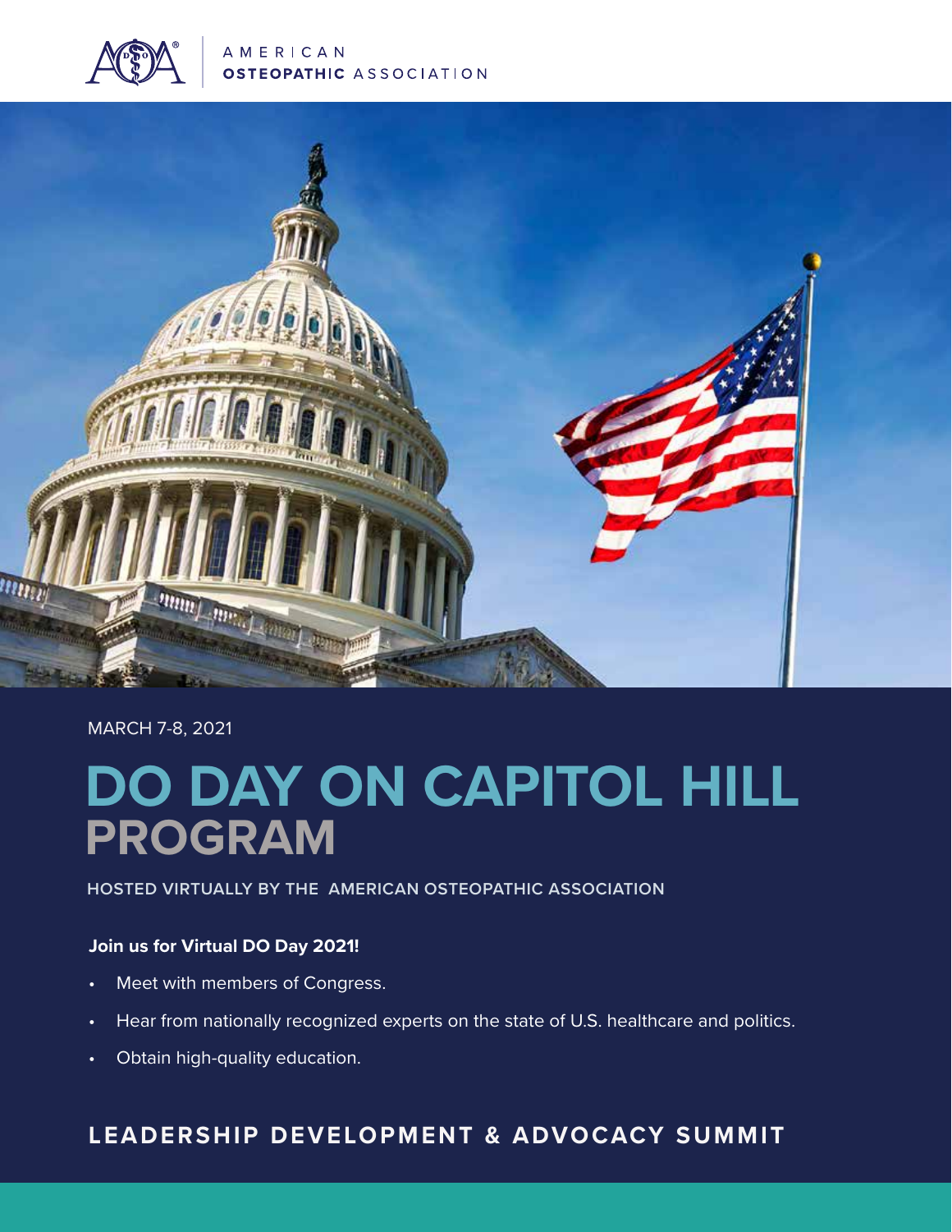AMERICAN OSTEOPATHIC ASSOCIATION

MARCH 7-8, 2021

# DO DAY ON CAPITOL HILL PROGRAM

HOSTED VIRTUALLY BY THE AMERICAN OSTEOPATHIC ASSOCIATION

**Join us for Virtual DO Day 2021!**

- Meet with members of Congress.
- Hear from nationally recognized experts on the state of U.S. healthcare and politics.
- Obtain high-quality education.

## LEADERSHIP DEVELOPMENT & ADVOCACY SUMMIT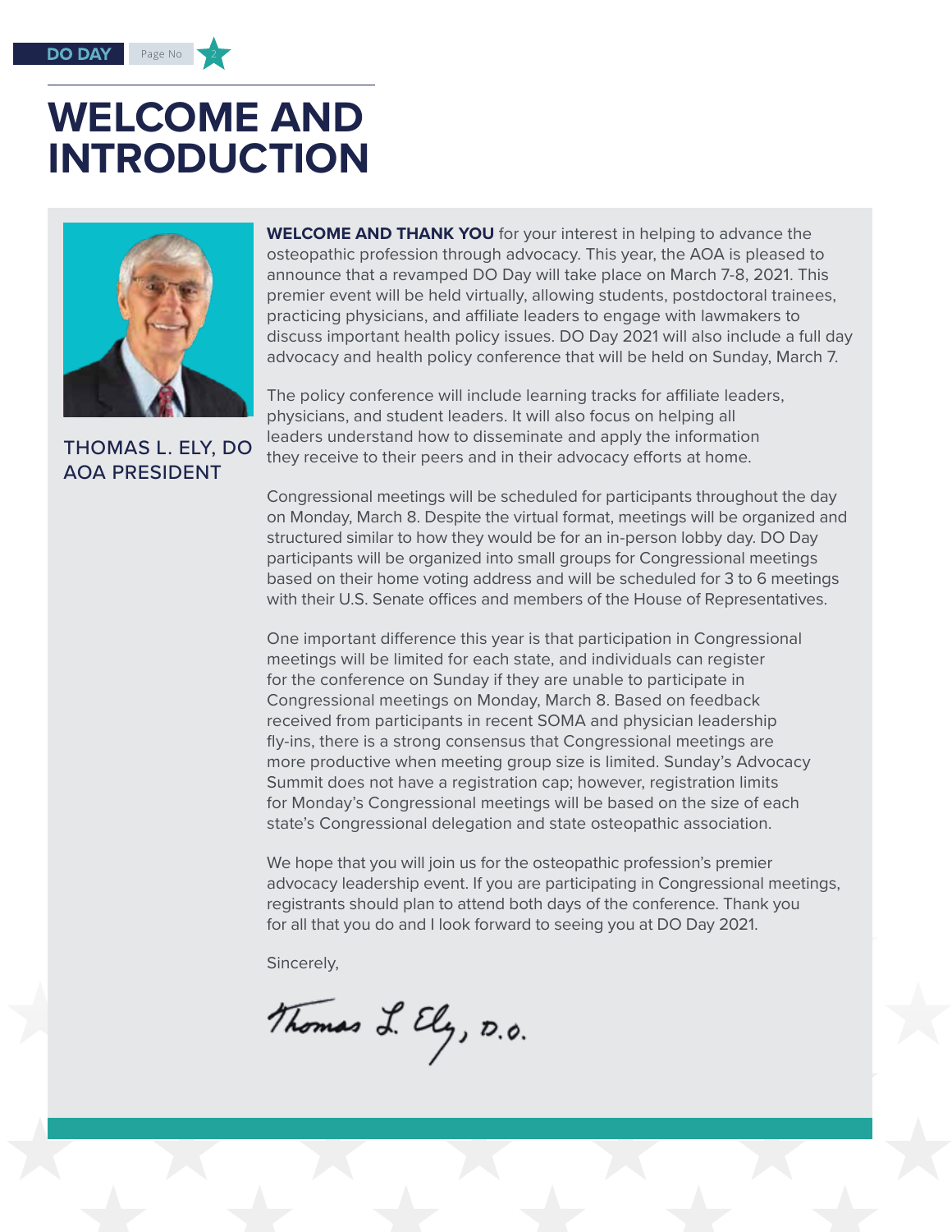# WELCOME AND INTRODUCTION

THOMAS L. ELY, DO
AOA PRESIDENT

**WELCOME AND THANK YOU** for your interest in helping to advance the osteopathic profession through advocacy. This year, the AOA is pleased to announce that a revamped DO Day will take place on March 7-8, 2021. This premier event will be held virtually, allowing students, postdoctoral trainees, practicing physicians, and affiliate leaders to engage with lawmakers to discuss important health policy issues. DO Day 2021 will also include a full day advocacy and health policy conference that will be held on Sunday, March 7.

The policy conference will include learning tracks for affiliate leaders, physicians, and student leaders. It will also focus on helping all leaders understand how to disseminate and apply the information they receive to their peers and in their advocacy efforts at home.

Congressional meetings will be scheduled for participants throughout the day on Monday, March 8. Despite the virtual format, meetings will be organized and structured similar to how they would be for an in-person lobby day. DO Day participants will be organized into small groups for Congressional meetings based on their home voting address and will be scheduled for 3 to 6 meetings with their U.S. Senate offices and members of the House of Representatives.

One important difference this year is that participation in Congressional meetings will be limited for each state, and individuals can register for the conference on Sunday if they are unable to participate in Congressional meetings on Monday, March 8. Based on feedback received from participants in recent SOMA and physician leadership fly-ins, there is a strong consensus that Congressional meetings are more productive when meeting group size is limited. Sunday's Advocacy Summit does not have a registration cap; however, registration limits for Monday's Congressional meetings will be based on the size of each state's Congressional delegation and state osteopathic association.

We hope that you will join us for the osteopathic profession's premier advocacy leadership event. If you are participating in Congressional meetings, registrants should plan to attend both days of the conference. Thank you for all that you do and I look forward to seeing you at DO Day 2021.

Sincerely,

Thomas L. Ely, D.O.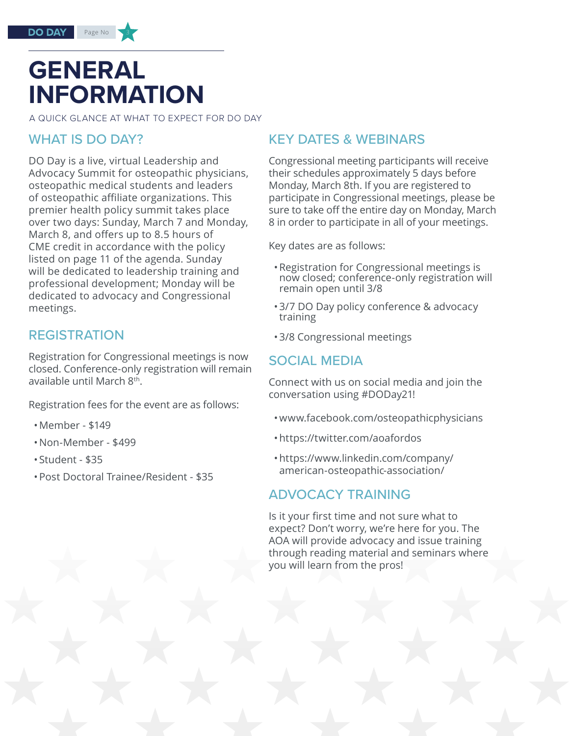# GENERAL INFORMATION

A QUICK GLANCE AT WHAT TO EXPECT FOR DO DAY

## WHAT IS DO DAY?

DO Day is a live, virtual Leadership and Advocacy Summit for osteopathic physicians, osteopathic medical students and leaders of osteopathic affiliate organizations. This premier health policy summit takes place over two days: Sunday, March 7 and Monday, March 8, and offers up to 8.5 hours of CME credit in accordance with the policy listed on page 11 of the agenda. Sunday will be dedicated to leadership training and professional development; Monday will be dedicated to advocacy and Congressional meetings.

## REGISTRATION

Registration for Congressional meetings is now closed. Conference-only registration will remain available until March 8th.

Registration fees for the event are as follows:

- Member - $149
- Non-Member - $499
- Student - $35
- Post Doctoral Trainee/Resident - $35

## KEY DATES & WEBINARS

Congressional meeting participants will receive their schedules approximately 5 days before Monday, March 8th. If you are registered to participate in Congressional meetings, please be sure to take off the entire day on Monday, March 8 in order to participate in all of your meetings.

Key dates are as follows:

- Registration for Congressional meetings is now closed; conference-only registration will remain open until 3/8
- 3/7 DO Day policy conference & advocacy training
- 3/8 Congressional meetings

## SOCIAL MEDIA

Connect with us on social media and join the conversation using #DODay21!

- www.facebook.com/osteopathicphysicians
- https://twitter.com/aoafordos
- https://www.linkedin.com/company/american-osteopathic-association/

## ADVOCACY TRAINING

Is it your first time and not sure what to expect? Don't worry, we're here for you. The AOA will provide advocacy and issue training through reading material and seminars where you will learn from the pros!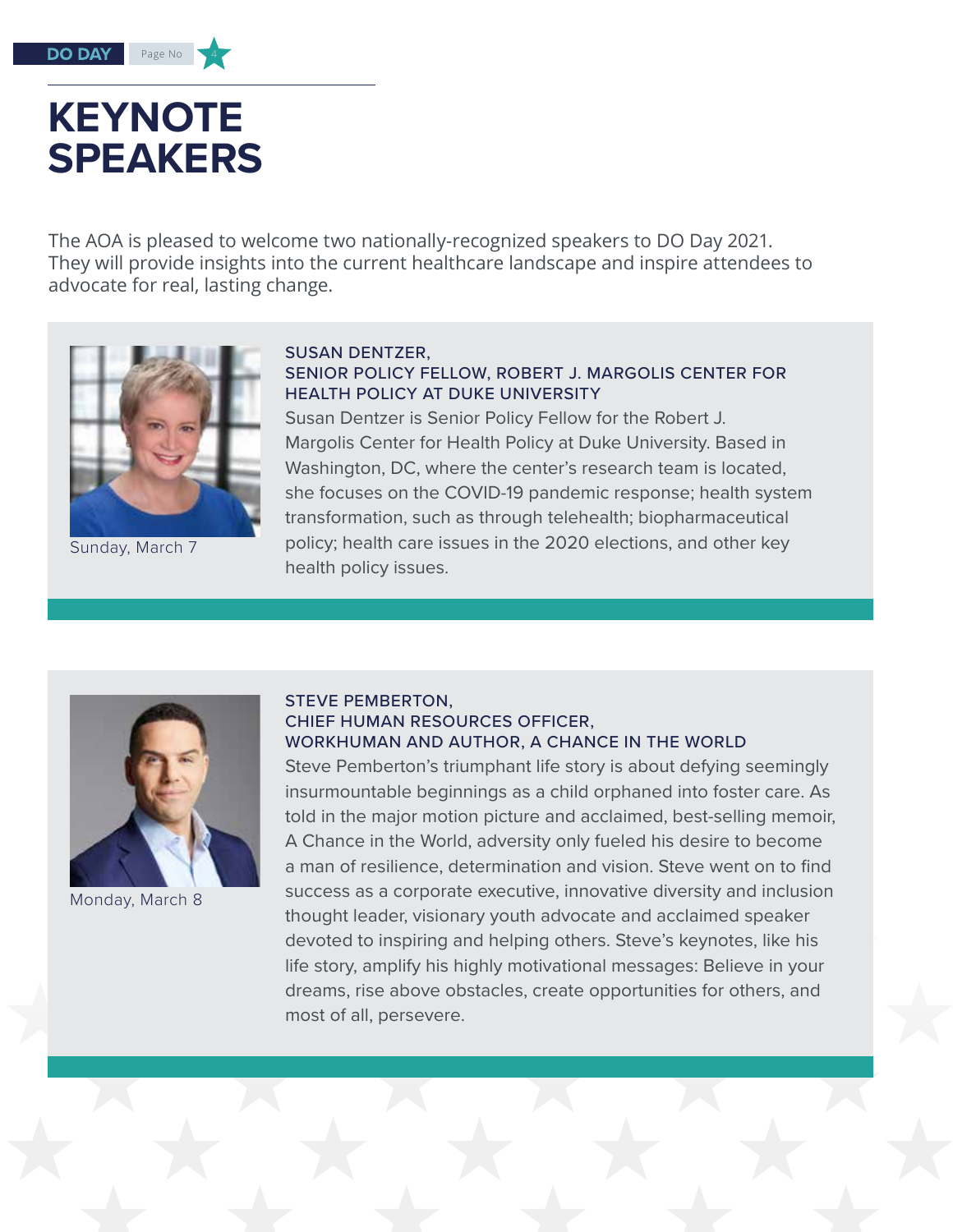# KEYNOTE SPEAKERS

The AOA is pleased to welcome two nationally-recognized speakers to DO Day 2021. They will provide insights into the current healthcare landscape and inspire attendees to advocate for real, lasting change.

Sunday, March 7

### SUSAN DENTZER, SENIOR POLICY FELLOW, ROBERT J. MARGOLIS CENTER FOR HEALTH POLICY AT DUKE UNIVERSITY

Susan Dentzer is Senior Policy Fellow for the Robert J. Margolis Center for Health Policy at Duke University. Based in Washington, DC, where the center's research team is located, she focuses on the COVID-19 pandemic response; health system transformation, such as through telehealth; biopharmaceutical policy; health care issues in the 2020 elections, and other key health policy issues.

Monday, March 8

### STEVE PEMBERTON, CHIEF HUMAN RESOURCES OFFICER, WORKHUMAN AND AUTHOR, A CHANCE IN THE WORLD

Steve Pemberton's triumphant life story is about defying seemingly insurmountable beginnings as a child orphaned into foster care. As told in the major motion picture and acclaimed, best-selling memoir, A Chance in the World, adversity only fueled his desire to become a man of resilience, determination and vision. Steve went on to find success as a corporate executive, innovative diversity and inclusion thought leader, visionary youth advocate and acclaimed speaker devoted to inspiring and helping others. Steve's keynotes, like his life story, amplify his highly motivational messages: Believe in your dreams, rise above obstacles, create opportunities for others, and most of all, persevere.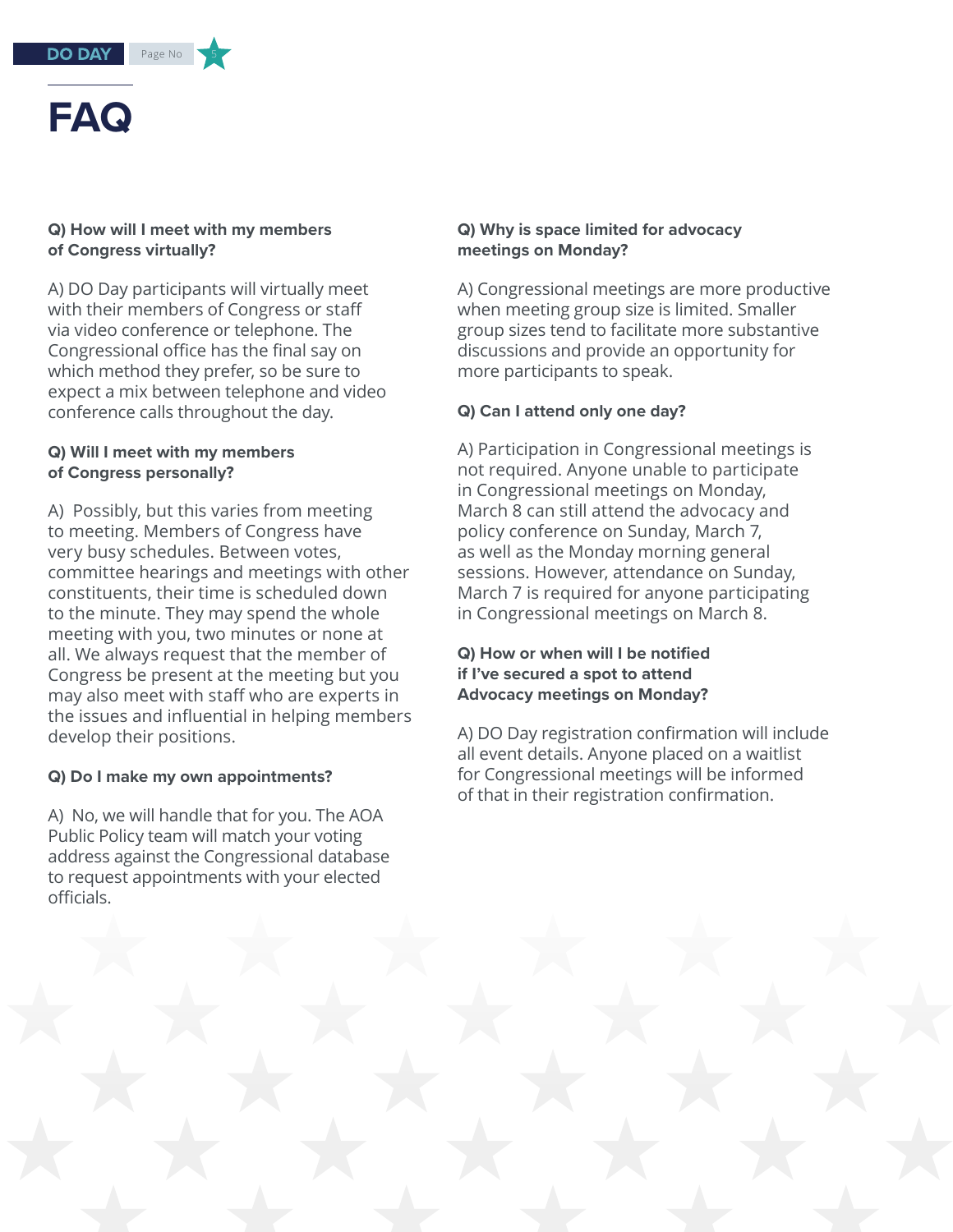# FAQ

**Q) How will I meet with my members of Congress virtually?**

A) DO Day participants will virtually meet with their members of Congress or staff via video conference or telephone. The Congressional office has the final say on which method they prefer, so be sure to expect a mix between telephone and video conference calls throughout the day.

**Q) Will I meet with my members of Congress personally?**

A) Possibly, but this varies from meeting to meeting. Members of Congress have very busy schedules. Between votes, committee hearings and meetings with other constituents, their time is scheduled down to the minute. They may spend the whole meeting with you, two minutes or none at all. We always request that the member of Congress be present at the meeting but you may also meet with staff who are experts in the issues and influential in helping members develop their positions.

**Q) Do I make my own appointments?**

A) No, we will handle that for you. The AOA Public Policy team will match your voting address against the Congressional database to request appointments with your elected officials.

**Q) Why is space limited for advocacy meetings on Monday?**

A) Congressional meetings are more productive when meeting group size is limited. Smaller group sizes tend to facilitate more substantive discussions and provide an opportunity for more participants to speak.

**Q) Can I attend only one day?**

A) Participation in Congressional meetings is not required. Anyone unable to participate in Congressional meetings on Monday, March 8 can still attend the advocacy and policy conference on Sunday, March 7, as well as the Monday morning general sessions. However, attendance on Sunday, March 7 is required for anyone participating in Congressional meetings on March 8.

**Q) How or when will I be notified if I've secured a spot to attend Advocacy meetings on Monday?**

A) DO Day registration confirmation will include all event details. Anyone placed on a waitlist for Congressional meetings will be informed of that in their registration confirmation.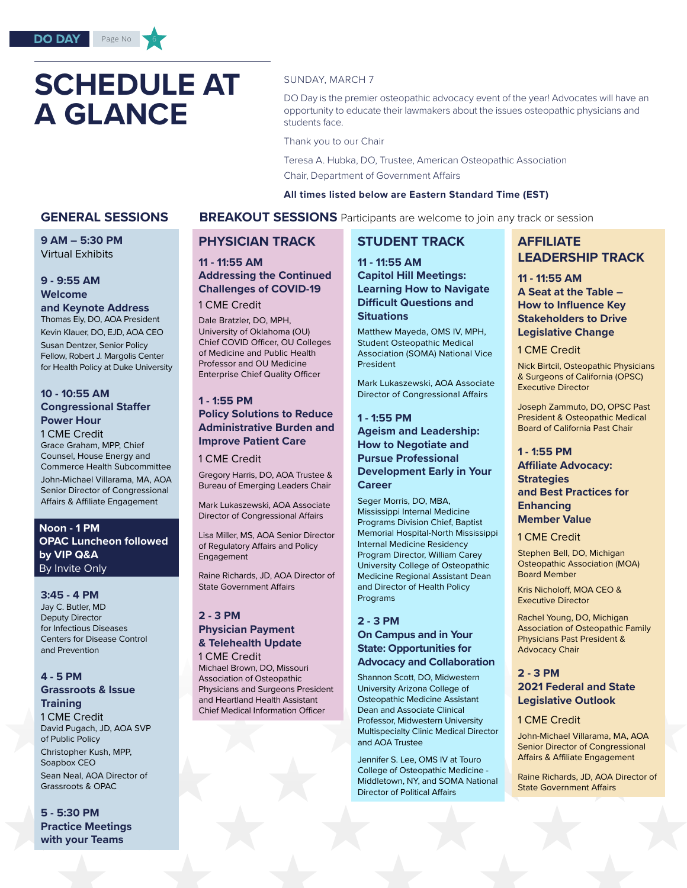# SCHEDULE AT A GLANCE

SUNDAY, MARCH 7

DO Day is the premier osteopathic advocacy event of the year! Advocates will have an opportunity to educate their lawmakers about the issues osteopathic physicians and students face.

Thank you to our Chair

Teresa A. Hubka, DO, Trustee, American Osteopathic Association

Chair, Department of Government Affairs

**All times listed below are Eastern Standard Time (EST)**

## GENERAL SESSIONS

**9 AM – 5:30 PM**
Virtual Exhibits

**9 - 9:55 AM**
**Welcome and Keynote Address**

Thomas Ely, DO, AOA President

Kevin Klauer, DO, EJD, AOA CEO

Susan Dentzer, Senior Policy Fellow, Robert J. Margolis Center for Health Policy at Duke University

**10 - 10:55 AM**
**Congressional Staffer Power Hour**

1 CME Credit

Grace Graham, MPP, Chief Counsel, House Energy and Commerce Health Subcommittee

John-Michael Villarama, MA, AOA Senior Director of Congressional Affairs & Affiliate Engagement

**Noon - 1 PM**
**OPAC Luncheon followed by VIP Q&A**
By Invite Only

**3:45 - 4 PM**
Jay C. Butler, MD
Deputy Director for Infectious Diseases Centers for Disease Control and Prevention

**4 - 5 PM**
**Grassroots & Issue Training**

1 CME Credit

David Pugach, JD, AOA SVP of Public Policy

Christopher Kush, MPP, Soapbox CEO

Sean Neal, AOA Director of Grassroots & OPAC

**5 - 5:30 PM**
**Practice Meetings with your Teams**

## BREAKOUT SESSIONS
Participants are welcome to join any track or session

### PHYSICIAN TRACK

**11 - 11:55 AM**
**Addressing the Continued Challenges of COVID-19**

1 CME Credit

Dale Bratzler, DO, MPH, University of Oklahoma (OU) Chief COVID Officer, OU Colleges of Medicine and Public Health Professor and OU Medicine Enterprise Chief Quality Officer

**1 - 1:55 PM**
**Policy Solutions to Reduce Administrative Burden and Improve Patient Care**

1 CME Credit

Gregory Harris, DO, AOA Trustee & Bureau of Emerging Leaders Chair

Mark Lukaszewski, AOA Associate Director of Congressional Affairs

Lisa Miller, MS, AOA Senior Director of Regulatory Affairs and Policy Engagement

Raine Richards, JD, AOA Director of State Government Affairs

**2 - 3 PM**
**Physician Payment & Telehealth Update**

1 CME Credit

Michael Brown, DO, Missouri Association of Osteopathic Physicians and Surgeons President and Heartland Health Assistant Chief Medical Information Officer

### STUDENT TRACK

**11 - 11:55 AM**
**Capitol Hill Meetings: Learning How to Navigate Difficult Questions and Situations**

Matthew Mayeda, OMS IV, MPH, Student Osteopathic Medical Association (SOMA) National Vice President

Mark Lukaszewski, AOA Associate Director of Congressional Affairs

**1 - 1:55 PM**
**Ageism and Leadership: How to Negotiate and Pursue Professional Development Early in Your Career**

Seger Morris, DO, MBA, Mississippi Internal Medicine Programs Division Chief, Baptist Memorial Hospital-North Mississippi Internal Medicine Residency Program Director, William Carey University College of Osteopathic Medicine Regional Assistant Dean and Director of Health Policy Programs

**2 - 3 PM**
**On Campus and in Your State: Opportunities for Advocacy and Collaboration**

Shannon Scott, DO, Midwestern University Arizona College of Osteopathic Medicine Assistant Dean and Associate Clinical Professor, Midwestern University Multispecialty Clinic Medical Director and AOA Trustee

Jennifer S. Lee, OMS IV at Touro College of Osteopathic Medicine - Middletown, NY, and SOMA National Director of Political Affairs

### AFFILIATE LEADERSHIP TRACK

**11 - 11:55 AM**
**A Seat at the Table – How to Influence Key Stakeholders to Drive Legislative Change**

1 CME Credit

Nick Birtcil, Osteopathic Physicians & Surgeons of California (OPSC) Executive Director

Joseph Zammuto, DO, OPSC Past President & Osteopathic Medical Board of California Past Chair

**1 - 1:55 PM**
**Affiliate Advocacy: Strategies and Best Practices for Enhancing Member Value**

1 CME Credit

Stephen Bell, DO, Michigan Osteopathic Association (MOA) Board Member

Kris Nicholoff, MOA CEO & Executive Director

Rachel Young, DO, Michigan Association of Osteopathic Family Physicians Past President & Advocacy Chair

**2 - 3 PM**
**2021 Federal and State Legislative Outlook**

1 CME Credit

John-Michael Villarama, MA, AOA Senior Director of Congressional Affairs & Affiliate Engagement

Raine Richards, JD, AOA Director of State Government Affairs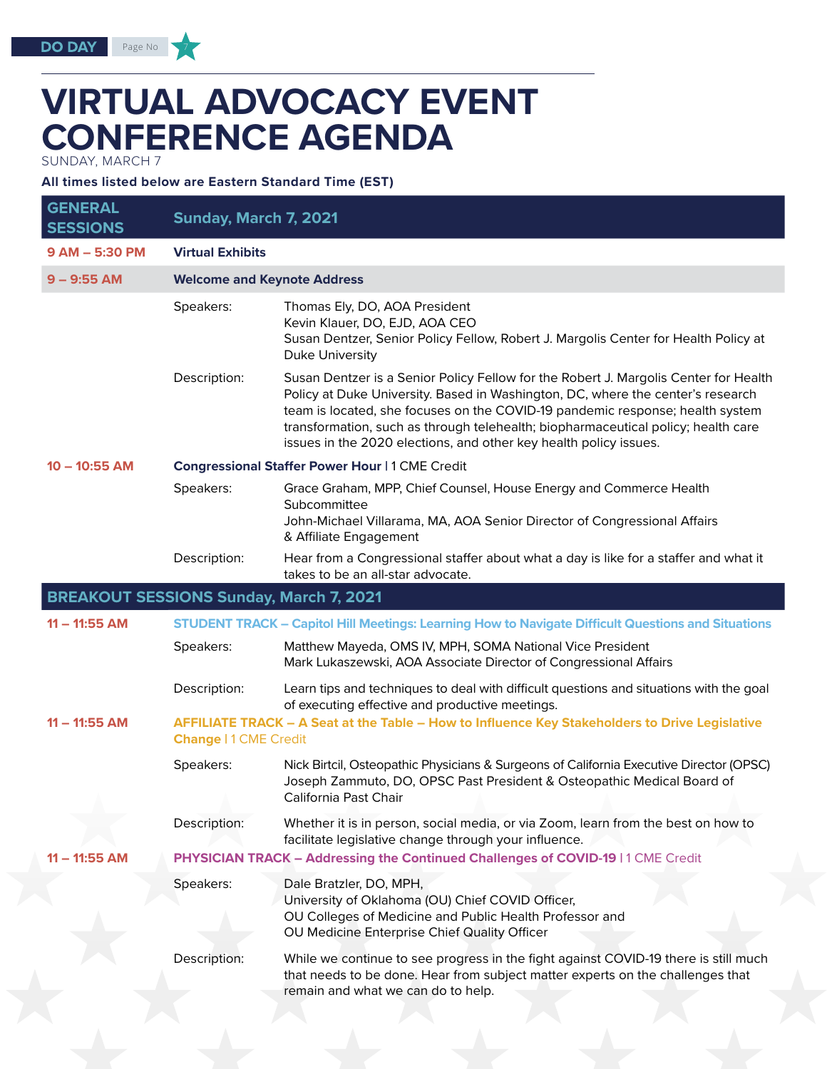# VIRTUAL ADVOCACY EVENT CONFERENCE AGENDA

SUNDAY, MARCH 7

**All times listed below are Eastern Standard Time (EST)**

## GENERAL SESSIONS — Sunday, March 7, 2021

**9 AM – 5:30 PM** — **Virtual Exhibits**

**9 – 9:55 AM** — **Welcome and Keynote Address**

Speakers:
- Thomas Ely, DO, AOA President
- Kevin Klauer, DO, EJD, AOA CEO
- Susan Dentzer, Senior Policy Fellow, Robert J. Margolis Center for Health Policy at Duke University

Description: Susan Dentzer is a Senior Policy Fellow for the Robert J. Margolis Center for Health Policy at Duke University. Based in Washington, DC, where the center's research team is located, she focuses on the COVID-19 pandemic response; health system transformation, such as through telehealth; biopharmaceutical policy; health care issues in the 2020 elections, and other key health policy issues.

**10 – 10:55 AM** — **Congressional Staffer Power Hour** | 1 CME Credit

Speakers:
- Grace Graham, MPP, Chief Counsel, House Energy and Commerce Health Subcommittee
- John-Michael Villarama, MA, AOA Senior Director of Congressional Affairs & Affiliate Engagement

Description: Hear from a Congressional staffer about what a day is like for a staffer and what it takes to be an all-star advocate.

## BREAKOUT SESSIONS Sunday, March 7, 2021

**11 – 11:55 AM** — **STUDENT TRACK – Capitol Hill Meetings: Learning How to Navigate Difficult Questions and Situations**

Speakers:
- Matthew Mayeda, OMS IV, MPH, SOMA National Vice President
- Mark Lukaszewski, AOA Associate Director of Congressional Affairs

Description: Learn tips and techniques to deal with difficult questions and situations with the goal of executing effective and productive meetings.

**11 – 11:55 AM** — **AFFILIATE TRACK – A Seat at the Table – How to Influence Key Stakeholders to Drive Legislative Change** | 1 CME Credit

Speakers:
- Nick Birtcil, Osteopathic Physicians & Surgeons of California Executive Director (OPSC)
- Joseph Zammuto, DO, OPSC Past President & Osteopathic Medical Board of California Past Chair

Description: Whether it is in person, social media, or via Zoom, learn from the best on how to facilitate legislative change through your influence.

**11 – 11:55 AM** — **PHYSICIAN TRACK – Addressing the Continued Challenges of COVID-19** | 1 CME Credit

Speakers:
- Dale Bratzler, DO, MPH,
  University of Oklahoma (OU) Chief COVID Officer,
  OU Colleges of Medicine and Public Health Professor and
  OU Medicine Enterprise Chief Quality Officer

Description: While we continue to see progress in the fight against COVID-19 there is still much that needs to be done. Hear from subject matter experts on the challenges that remain and what we can do to help.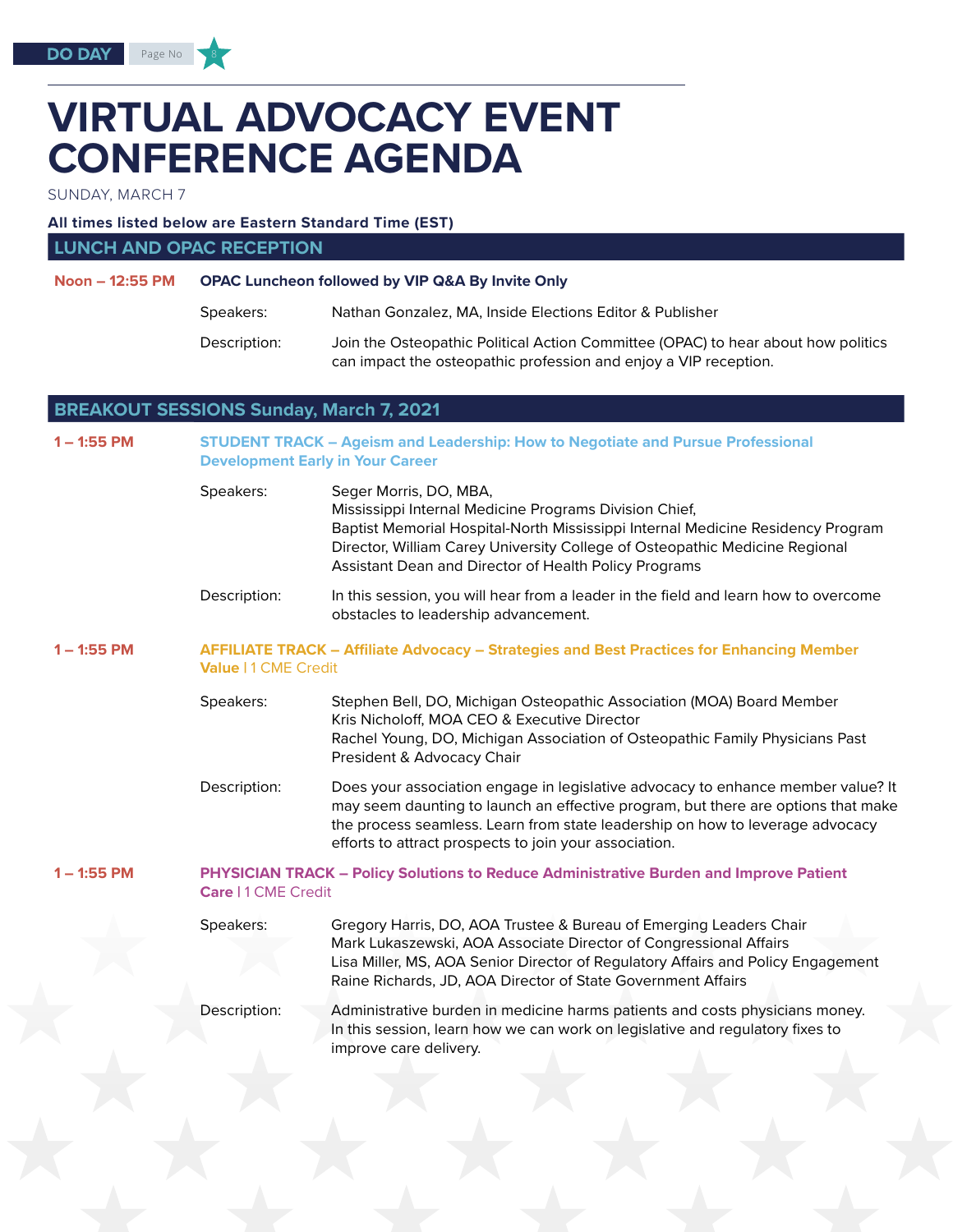# VIRTUAL ADVOCACY EVENT CONFERENCE AGENDA

SUNDAY, MARCH 7

**All times listed below are Eastern Standard Time (EST)**

## LUNCH AND OPAC RECEPTION

**Noon – 12:55 PM** **OPAC Luncheon followed by VIP Q&A By Invite Only**

Speakers: Nathan Gonzalez, MA, Inside Elections Editor & Publisher

Description: Join the Osteopathic Political Action Committee (OPAC) to hear about how politics can impact the osteopathic profession and enjoy a VIP reception.

## BREAKOUT SESSIONS Sunday, March 7, 2021

**1 – 1:55 PM** **STUDENT TRACK – Ageism and Leadership: How to Negotiate and Pursue Professional Development Early in Your Career**

Speakers: Seger Morris, DO, MBA,
Mississippi Internal Medicine Programs Division Chief,
Baptist Memorial Hospital-North Mississippi Internal Medicine Residency Program Director, William Carey University College of Osteopathic Medicine Regional Assistant Dean and Director of Health Policy Programs

Description: In this session, you will hear from a leader in the field and learn how to overcome obstacles to leadership advancement.

**1 – 1:55 PM** **AFFILIATE TRACK – Affiliate Advocacy – Strategies and Best Practices for Enhancing Member Value** | 1 CME Credit

Speakers: Stephen Bell, DO, Michigan Osteopathic Association (MOA) Board Member
Kris Nicholoff, MOA CEO & Executive Director
Rachel Young, DO, Michigan Association of Osteopathic Family Physicians Past President & Advocacy Chair

Description: Does your association engage in legislative advocacy to enhance member value? It may seem daunting to launch an effective program, but there are options that make the process seamless. Learn from state leadership on how to leverage advocacy efforts to attract prospects to join your association.

**1 – 1:55 PM** **PHYSICIAN TRACK – Policy Solutions to Reduce Administrative Burden and Improve Patient Care** | 1 CME Credit

Speakers: Gregory Harris, DO, AOA Trustee & Bureau of Emerging Leaders Chair
Mark Lukaszewski, AOA Associate Director of Congressional Affairs
Lisa Miller, MS, AOA Senior Director of Regulatory Affairs and Policy Engagement
Raine Richards, JD, AOA Director of State Government Affairs

Description: Administrative burden in medicine harms patients and costs physicians money. In this session, learn how we can work on legislative and regulatory fixes to improve care delivery.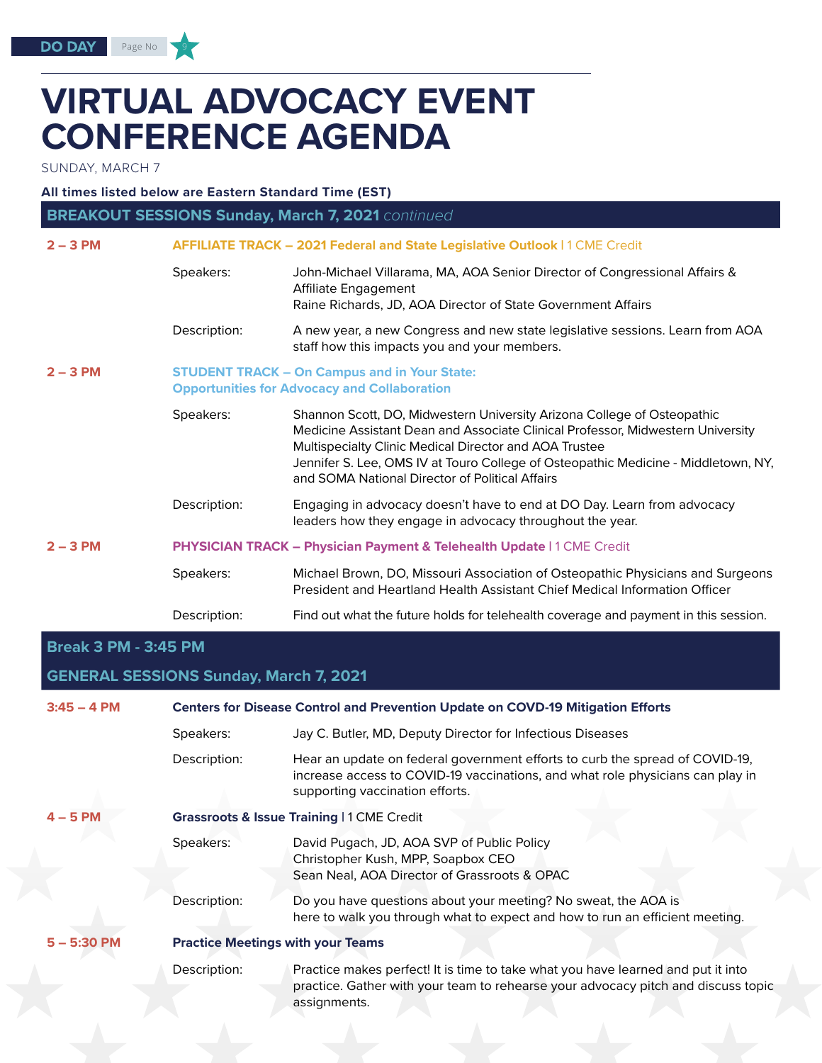# VIRTUAL ADVOCACY EVENT CONFERENCE AGENDA

SUNDAY, MARCH 7

**All times listed below are Eastern Standard Time (EST)**

## BREAKOUT SESSIONS Sunday, March 7, 2021 *continued*

**2 – 3 PM**

**AFFILIATE TRACK – 2021 Federal and State Legislative Outlook** | 1 CME Credit

Speakers: John-Michael Villarama, MA, AOA Senior Director of Congressional Affairs & Affiliate Engagement
Raine Richards, JD, AOA Director of State Government Affairs

Description: A new year, a new Congress and new state legislative sessions. Learn from AOA staff how this impacts you and your members.

**2 – 3 PM**

**STUDENT TRACK – On Campus and in Your State: Opportunities for Advocacy and Collaboration**

Speakers: Shannon Scott, DO, Midwestern University Arizona College of Osteopathic Medicine Assistant Dean and Associate Clinical Professor, Midwestern University Multispecialty Clinic Medical Director and AOA Trustee
Jennifer S. Lee, OMS IV at Touro College of Osteopathic Medicine - Middletown, NY, and SOMA National Director of Political Affairs

Description: Engaging in advocacy doesn't have to end at DO Day. Learn from advocacy leaders how they engage in advocacy throughout the year.

**2 – 3 PM**

**PHYSICIAN TRACK – Physician Payment & Telehealth Update** | 1 CME Credit

Speakers: Michael Brown, DO, Missouri Association of Osteopathic Physicians and Surgeons President and Heartland Health Assistant Chief Medical Information Officer

Description: Find out what the future holds for telehealth coverage and payment in this session.

## Break 3 PM - 3:45 PM

## GENERAL SESSIONS Sunday, March 7, 2021

**3:45 – 4 PM**

**Centers for Disease Control and Prevention Update on COVD-19 Mitigation Efforts**

Speakers: Jay C. Butler, MD, Deputy Director for Infectious Diseases

Description: Hear an update on federal government efforts to curb the spread of COVID-19, increase access to COVID-19 vaccinations, and what role physicians can play in supporting vaccination efforts.

**4 – 5 PM**

**Grassroots & Issue Training** | 1 CME Credit

Speakers: David Pugach, JD, AOA SVP of Public Policy
Christopher Kush, MPP, Soapbox CEO
Sean Neal, AOA Director of Grassroots & OPAC

Description: Do you have questions about your meeting? No sweat, the AOA is here to walk you through what to expect and how to run an efficient meeting.

**5 – 5:30 PM**

**Practice Meetings with your Teams**

Description: Practice makes perfect! It is time to take what you have learned and put it into practice. Gather with your team to rehearse your advocacy pitch and discuss topic assignments.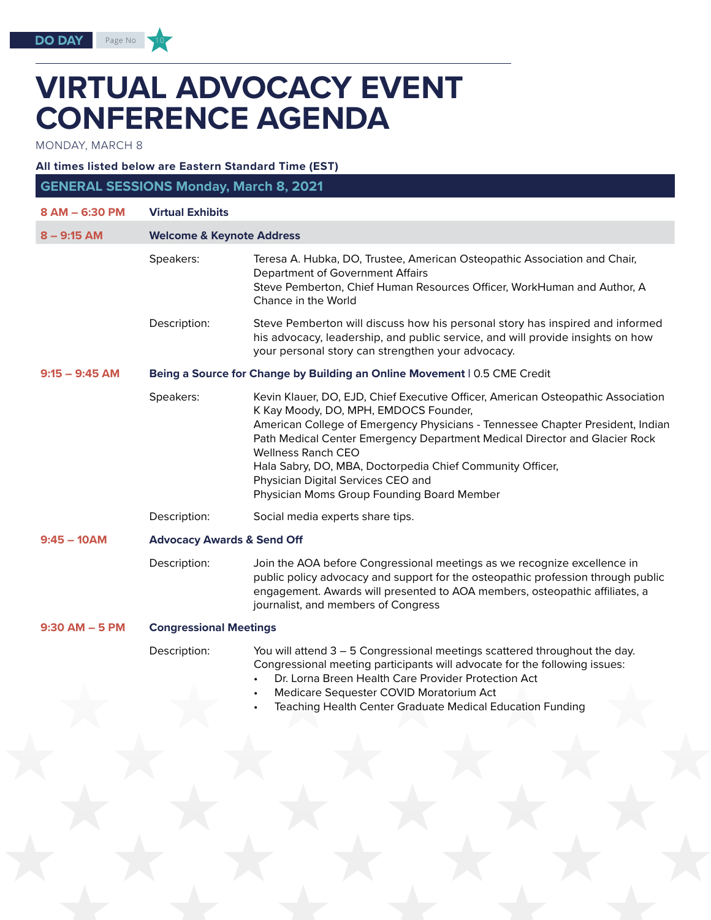# VIRTUAL ADVOCACY EVENT CONFERENCE AGENDA

MONDAY, MARCH 8

**All times listed below are Eastern Standard Time (EST)**

## GENERAL SESSIONS Monday, March 8, 2021

**8 AM – 6:30 PM** **Virtual Exhibits**

**8 – 9:15 AM** **Welcome & Keynote Address**

Speakers: Teresa A. Hubka, DO, Trustee, American Osteopathic Association and Chair, Department of Government Affairs
Steve Pemberton, Chief Human Resources Officer, WorkHuman and Author, A Chance in the World

Description: Steve Pemberton will discuss how his personal story has inspired and informed his advocacy, leadership, and public service, and will provide insights on how your personal story can strengthen your advocacy.

**9:15 – 9:45 AM** **Being a Source for Change by Building an Online Movement** | 0.5 CME Credit

Speakers: Kevin Klauer, DO, EJD, Chief Executive Officer, American Osteopathic Association
K Kay Moody, DO, MPH, EMDOCS Founder,
American College of Emergency Physicians - Tennessee Chapter President, Indian Path Medical Center Emergency Department Medical Director and Glacier Rock Wellness Ranch CEO
Hala Sabry, DO, MBA, Doctorpedia Chief Community Officer,
Physician Digital Services CEO and
Physician Moms Group Founding Board Member

Description: Social media experts share tips.

**9:45 – 10AM** **Advocacy Awards & Send Off**

Description: Join the AOA before Congressional meetings as we recognize excellence in public policy advocacy and support for the osteopathic profession through public engagement. Awards will presented to AOA members, osteopathic affiliates, a journalist, and members of Congress

**9:30 AM – 5 PM** **Congressional Meetings**

Description: You will attend 3 – 5 Congressional meetings scattered throughout the day. Congressional meeting participants will advocate for the following issues:

- Dr. Lorna Breen Health Care Provider Protection Act
- Medicare Sequester COVID Moratorium Act
- Teaching Health Center Graduate Medical Education Funding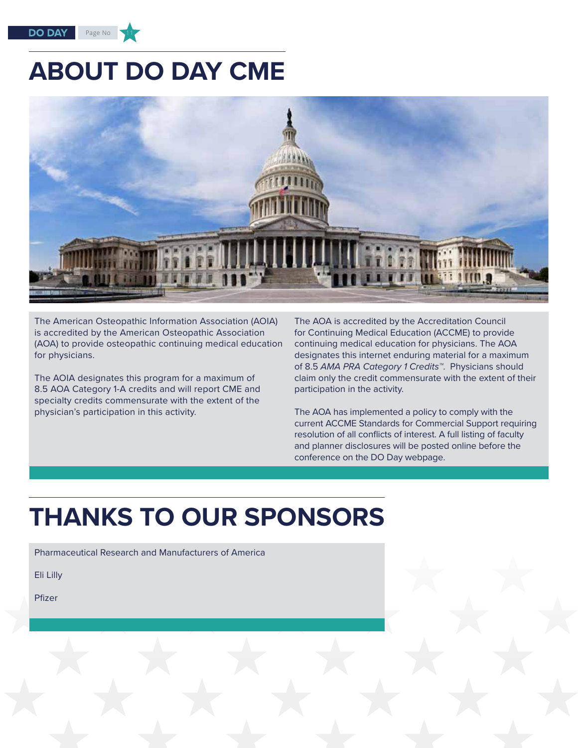# ABOUT DO DAY CME

The American Osteopathic Information Association (AOIA) is accredited by the American Osteopathic Association (AOA) to provide osteopathic continuing medical education for physicians.

The AOIA designates this program for a maximum of 8.5 AOA Category 1-A credits and will report CME and specialty credits commensurate with the extent of the physician's participation in this activity.

The AOA is accredited by the Accreditation Council for Continuing Medical Education (ACCME) to provide continuing medical education for physicians. The AOA designates this internet enduring material for a maximum of 8.5 *AMA PRA Category 1 Credits*™. Physicians should claim only the credit commensurate with the extent of their participation in the activity.

The AOA has implemented a policy to comply with the current ACCME Standards for Commercial Support requiring resolution of all conflicts of interest. A full listing of faculty and planner disclosures will be posted online before the conference on the DO Day webpage.

# THANKS TO OUR SPONSORS

Pharmaceutical Research and Manufacturers of America

Eli Lilly

Pfizer